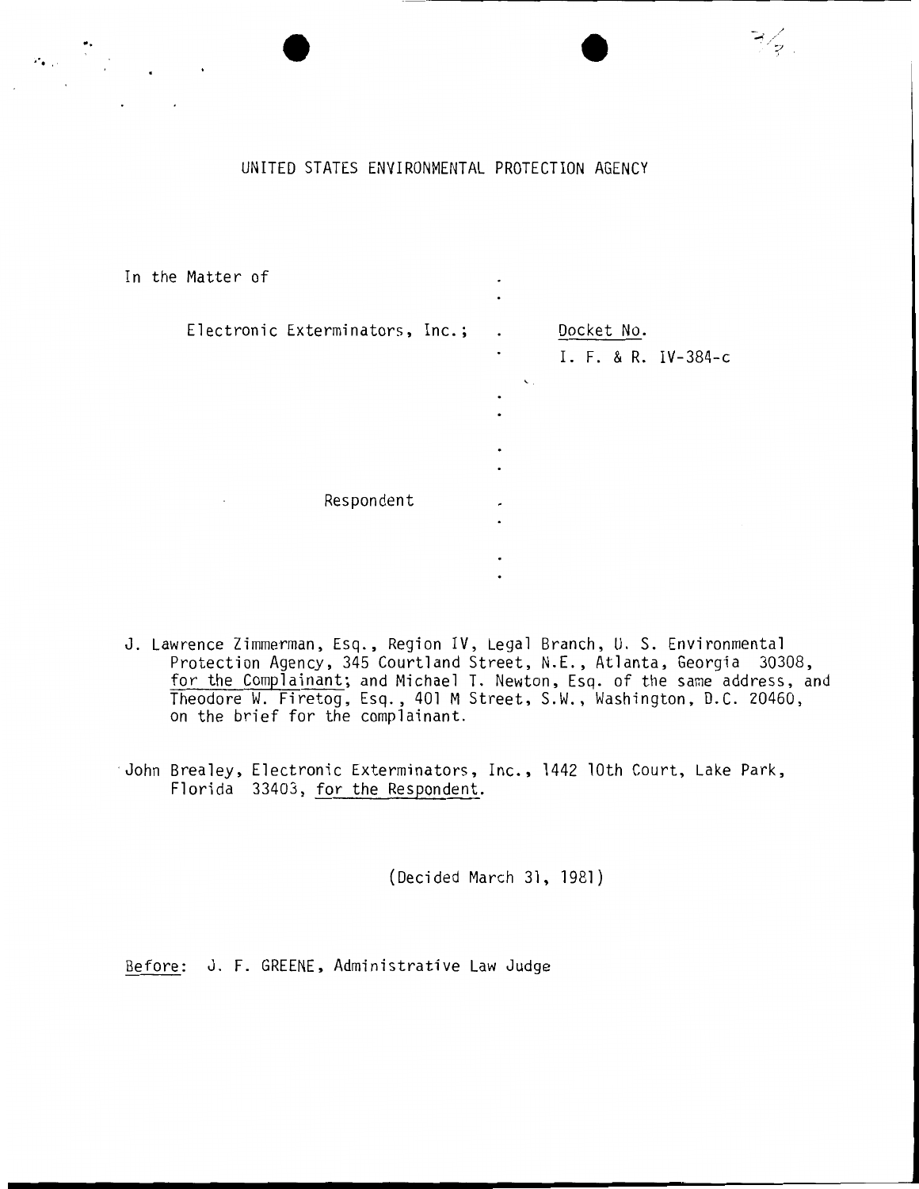UNITED STATES ENVIRONMENTAL PROTECTION AGENCY

In the Matter of

Electronic Exterminators, Inc.;

Respondent

Docket No.
I. F. & R. IV-384-c

J. Lawrence Zimmerman, Esq., Region IV, Legal Branch, U. S. Environmental Protection Agency, 345 Courtland Street, N.E., Atlanta, Georgia 30308, for the Complainant; and Michael T. Newton, Esq. of the same address, and Theodore W. Firetog, Esq., 401 M Street, S.W., Washington, D.C. 20460, on the brief for the complainant.

John Brealey, Electronic Exterminators, Inc., 1442 10th Court, Lake Park, Florida 33403, for the Respondent.

(Decided March 31, 1981)

Before: J. F. GREENE, Administrative Law Judge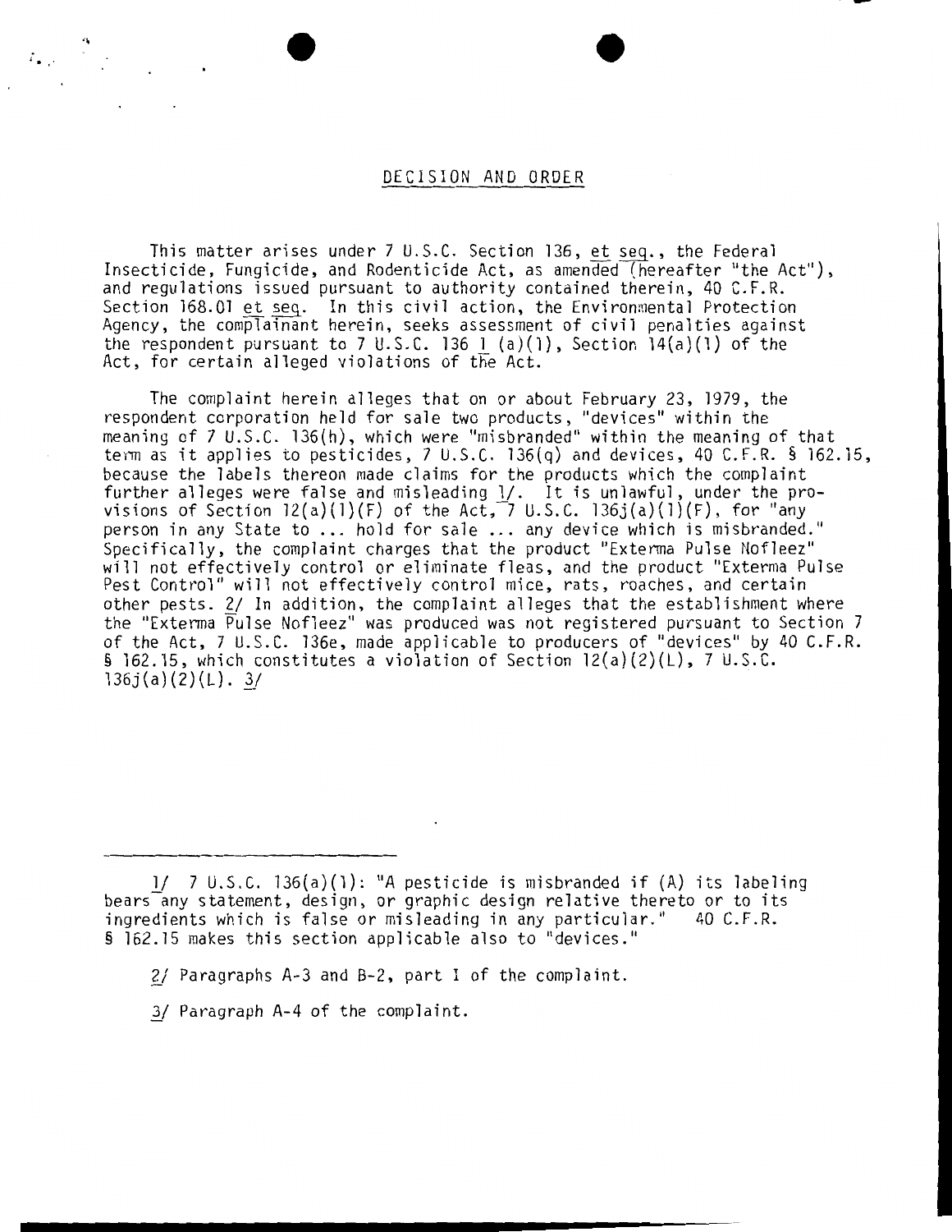## DECISION AND ORDER

This matter arises under 7 U.S.C. Section 136, et seq., the Federal Insecticide, Fungicide, and Rodenticide Act, as amended (hereafter "the Act"), and regulations issued pursuant to authority contained therein, 40 C.F.R. Section 168.01 et seq. In this civil action, the Environmental Protection Agency, the complainant herein, seeks assessment of civil penalties against the respondent pursuant to 7 U.S.C. 136 l (a)(1), Section 14(a)(1) of the Act, for certain alleged violations of the Act.

The complaint herein alleges that on or about February 23, 1979, the respondent corporation held for sale two products, "devices" within the meaning of 7 U.S.C. 136(h), which were "misbranded" within the meaning of that term as it applies to pesticides, 7 U.S.C. 136(q) and devices, 40 C.F.R. § 162.15, because the labels thereon made claims for the products which the complaint further alleges were false and misleading 1/. It is unlawful, under the provisions of Section 12(a)(1)(F) of the Act, 7 U.S.C. 136j(a)(1)(F), for "any person in any State to ... hold for sale ... any device which is misbranded." Specifically, the complaint charges that the product "Exterma Pulse Nofleez" will not effectively control or eliminate fleas, and the product "Exterma Pulse Pest Control" will not effectively control mice, rats, roaches, and certain other pests. 2/ In addition, the complaint alleges that the establishment where the "Exterma Pulse Nofleez" was produced was not registered pursuant to Section 7 of the Act, 7 U.S.C. 136e, made applicable to producers of "devices" by 40 C.F.R. § 162.15, which constitutes a violation of Section 12(a)(2)(L), 7 U.S.C. 136j(a)(2)(L). 3/

---

1/ 7 U.S.C. 136(a)(1): "A pesticide is misbranded if (A) its labeling bears any statement, design, or graphic design relative thereto or to its ingredients which is false or misleading in any particular." 40 C.F.R. § 162.15 makes this section applicable also to "devices."

2/ Paragraphs A-3 and B-2, part I of the complaint.

3/ Paragraph A-4 of the complaint.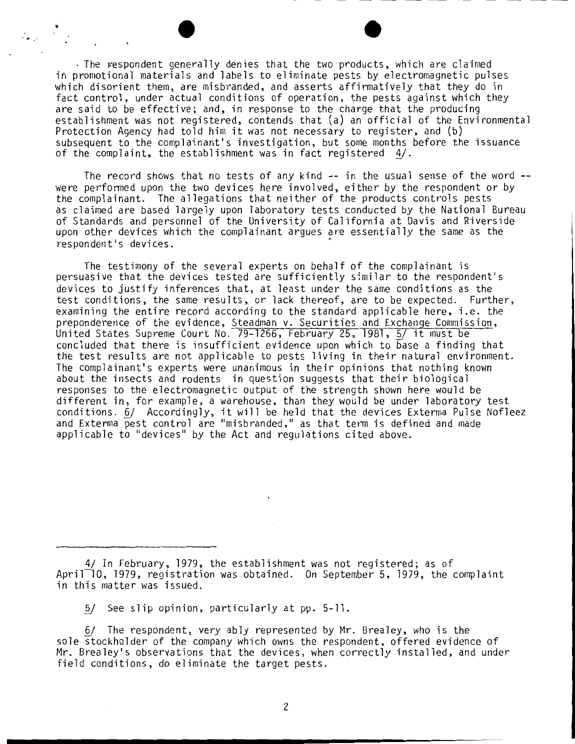The respondent generally denies that the two products, which are claimed in promotional materials and labels to eliminate pests by electromagnetic pulses which disorient them, are misbranded, and asserts affirmatively that they do in fact control, under actual conditions of operation, the pests against which they are said to be effective; and, in response to the charge that the producing establishment was not registered, contends that (a) an official of the Environmental Protection Agency had told him it was not necessary to register, and (b) subsequent to the complainant's investigation, but some months before the issuance of the complaint, the establishment was in fact registered 4/.

The record shows that no tests of any kind -- in the usual sense of the word -- were performed upon the two devices here involved, either by the respondent or by the complainant. The allegations that neither of the products controls pests as claimed are based largely upon laboratory tests conducted by the National Bureau of Standards and personnel of the University of California at Davis and Riverside upon other devices which the complainant argues are essentially the same as the respondent's devices.

The testimony of the several experts on behalf of the complainant is persuasive that the devices tested are sufficiently similar to the respondent's devices to justify inferences that, at least under the same conditions as the test conditions, the same results, or lack thereof, are to be expected. Further, examining the entire record according to the standard applicable here, i.e. the preponderence of the evidence, Steadman v. Securities and Exchange Commission, United States Supreme Court No. 79-1266, February 25, 1981, 5/ it must be concluded that there is insufficient evidence upon which to base a finding that the test results are not applicable to pests living in their natural environment. The complainant's experts were unanimous in their opinions that nothing known about the insects and rodents in question suggests that their biological responses to the electromagnetic output of the strength shown here would be different in, for example, a warehouse, than they would be under laboratory test conditions. 6/ Accordingly, it will be held that the devices Exterma Pulse Nofleez and Exterma pest control are "misbranded," as that term is defined and made applicable to "devices" by the Act and regulations cited above.

---

4/ In February, 1979, the establishment was not registered; as of April 10, 1979, registration was obtained. On September 5, 1979, the complaint in this matter was issued.

5/ See slip opinion, particularly at pp. 5-11.

6/ The respondent, very ably represented by Mr. Brealey, who is the sole stockholder of the company which owns the respondent, offered evidence of Mr. Brealey's observations that the devices, when correctly installed, and under field conditions, do eliminate the target pests.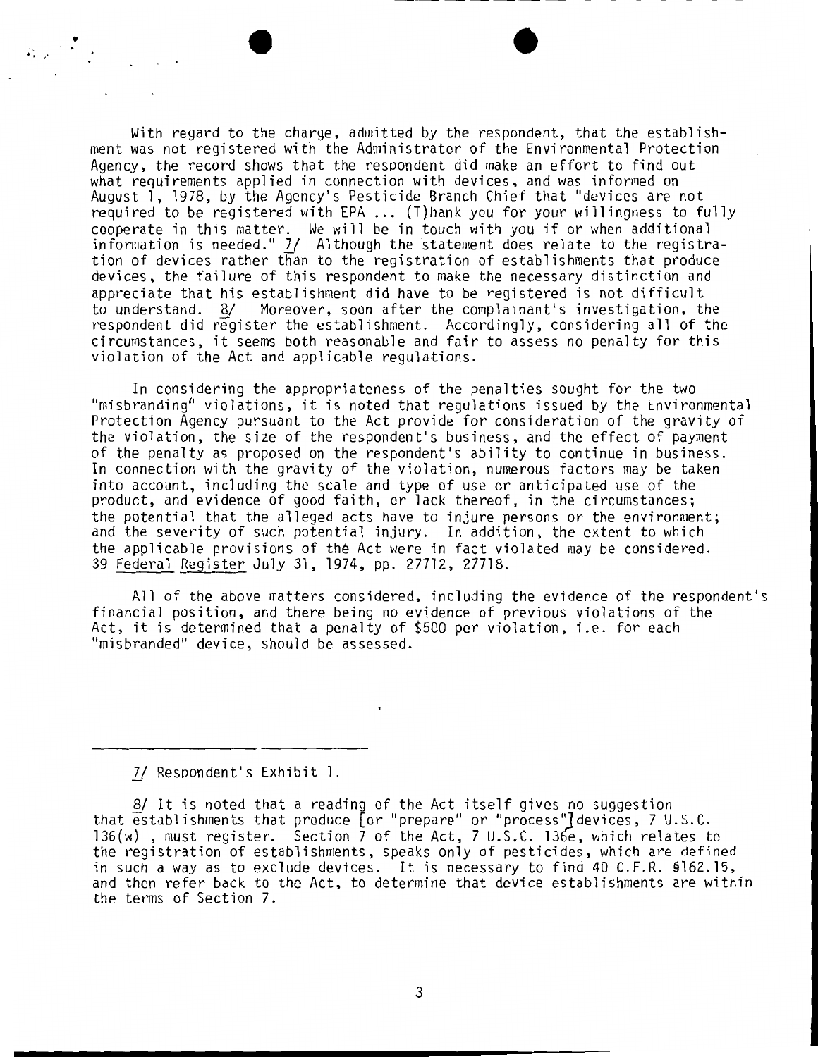With regard to the charge, admitted by the respondent, that the establishment was not registered with the Administrator of the Environmental Protection Agency, the record shows that the respondent did make an effort to find out what requirements applied in connection with devices, and was informed on August 1, 1978, by the Agency's Pesticide Branch Chief that "devices are not required to be registered with EPA ... (T)hank you for your willingness to fully cooperate in this matter. We will be in touch with you if or when additional information is needed." 7/ Although the statement does relate to the registration of devices rather than to the registration of establishments that produce devices, the failure of this respondent to make the necessary distinction and appreciate that his establishment did have to be registered is not difficult to understand. 8/ Moreover, soon after the complainant's investigation, the respondent did register the establishment. Accordingly, considering all of the circumstances, it seems both reasonable and fair to assess no penalty for this violation of the Act and applicable regulations.

In considering the appropriateness of the penalties sought for the two "misbranding" violations, it is noted that regulations issued by the Environmental Protection Agency pursuant to the Act provide for consideration of the gravity of the violation, the size of the respondent's business, and the effect of payment of the penalty as proposed on the respondent's ability to continue in business. In connection with the gravity of the violation, numerous factors may be taken into account, including the scale and type of use or anticipated use of the product, and evidence of good faith, or lack thereof, in the circumstances; the potential that the alleged acts have to injure persons or the environment; and the severity of such potential injury. In addition, the extent to which the applicable provisions of the Act were in fact violated may be considered. 39 Federal Register July 31, 1974, pp. 27712, 27718.

All of the above matters considered, including the evidence of the respondent's financial position, and there being no evidence of previous violations of the Act, it is determined that a penalty of $500 per violation, i.e. for each "misbranded" device, should be assessed.

---

7/ Respondent's Exhibit 1.

8/ It is noted that a reading of the Act itself gives no suggestion that establishments that produce [or "prepare" or "process"] devices, 7 U.S.C. 136(w), must register. Section 7 of the Act, 7 U.S.C. 136e, which relates to the registration of establishments, speaks only of pesticides, which are defined in such a way as to exclude devices. It is necessary to find 40 C.F.R. §162.15, and then refer back to the Act, to determine that device establishments are within the terms of Section 7.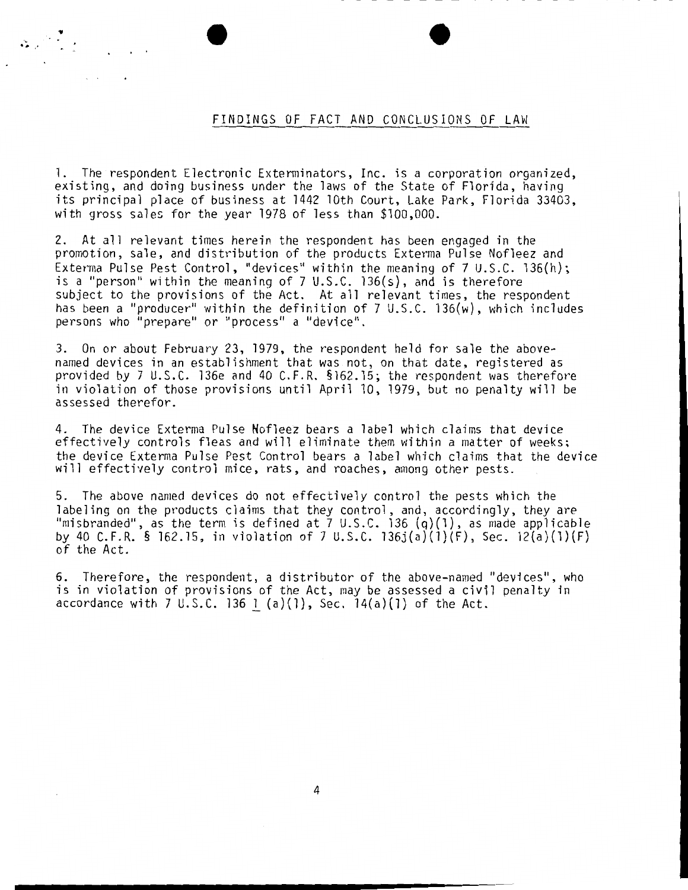## FINDINGS OF FACT AND CONCLUSIONS OF LAW

1. The respondent Electronic Exterminators, Inc. is a corporation organized, existing, and doing business under the laws of the State of Florida, having its principal place of business at 1442 10th Court, Lake Park, Florida 33403, with gross sales for the year 1978 of less than $100,000.

2. At all relevant times herein the respondent has been engaged in the promotion, sale, and distribution of the products Exterma Pulse Nofleez and Exterma Pulse Pest Control, "devices" within the meaning of 7 U.S.C. 136(h); is a "person" within the meaning of 7 U.S.C. 136(s), and is therefore subject to the provisions of the Act. At all relevant times, the respondent has been a "producer" within the definition of 7 U.S.C. 136(w), which includes persons who "prepare" or "process" a "device".

3. On or about February 23, 1979, the respondent held for sale the above-named devices in an establishment that was not, on that date, registered as provided by 7 U.S.C. 136e and 40 C.F.R. §162.15; the respondent was therefore in violation of those provisions until April 10, 1979, but no penalty will be assessed therefor.

4. The device Exterma Pulse Nofleez bears a label which claims that device effectively controls fleas and will eliminate them within a matter of weeks; the device Exterma Pulse Pest Control bears a label which claims that the device will effectively control mice, rats, and roaches, among other pests.

5. The above named devices do not effectively control the pests which the labeling on the products claims that they control, and, accordingly, they are "misbranded", as the term is defined at 7 U.S.C. 136 (q)(1), as made applicable by 40 C.F.R. § 162.15, in violation of 7 U.S.C. 136j(a)(1)(F), Sec. 12(a)(1)(F) of the Act.

6. Therefore, the respondent, a distributor of the above-named "devices", who is in violation of provisions of the Act, may be assessed a civil penalty in accordance with 7 U.S.C. 136 l (a)(1), Sec. 14(a)(1) of the Act.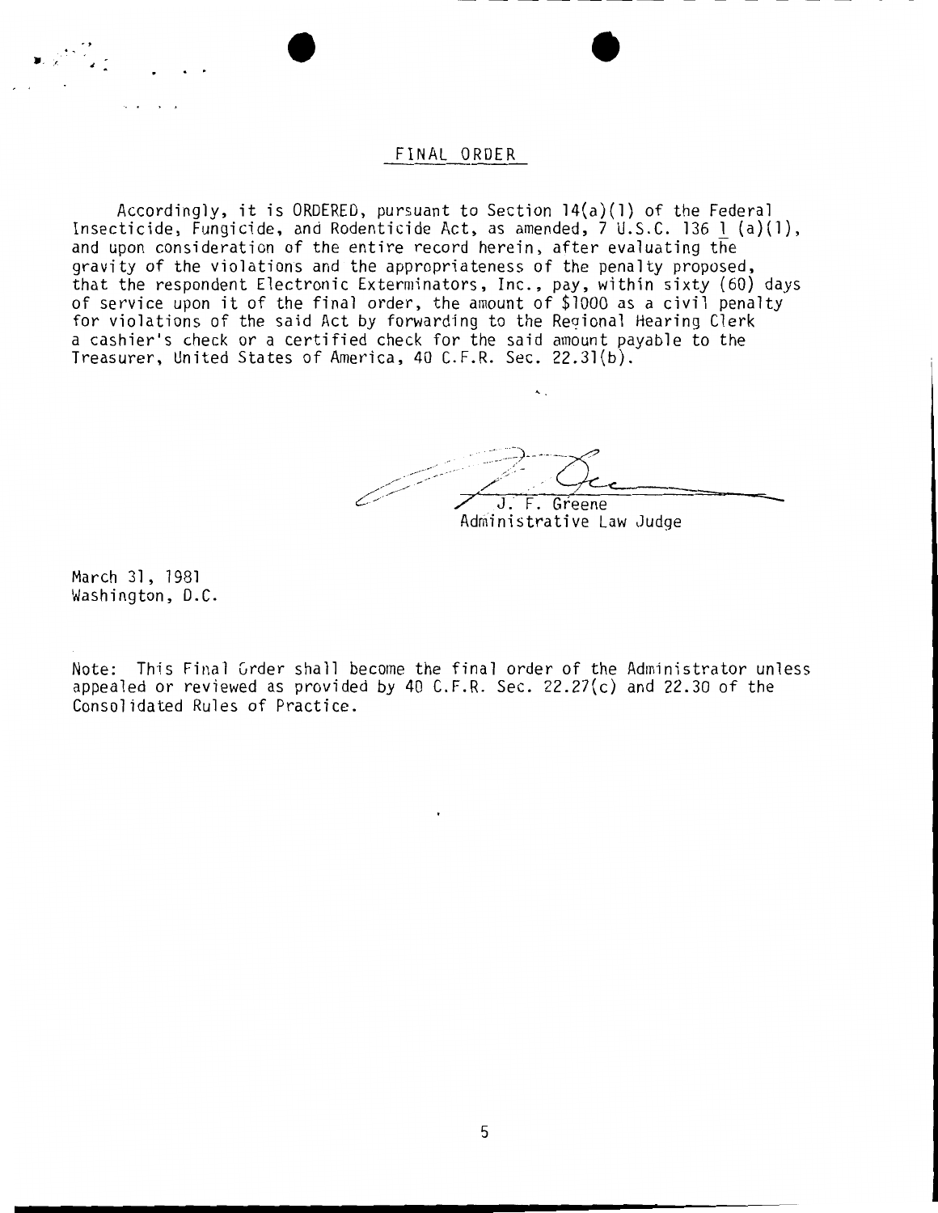## FINAL ORDER

Accordingly, it is ORDERED, pursuant to Section 14(a)(1) of the Federal Insecticide, Fungicide, and Rodenticide Act, as amended, 7 U.S.C. 136 l (a)(1), and upon consideration of the entire record herein, after evaluating the gravity of the violations and the appropriateness of the penalty proposed, that the respondent Electronic Exterminators, Inc., pay, within sixty (60) days of service upon it of the final order, the amount of $1000 as a civil penalty for violations of the said Act by forwarding to the Regional Hearing Clerk a cashier's check or a certified check for the said amount payable to the Treasurer, United States of America, 40 C.F.R. Sec. 22.31(b).

J. F. Greene
Administrative Law Judge

March 31, 1981
Washington, D.C.

Note: This Final Order shall become the final order of the Administrator unless appealed or reviewed as provided by 40 C.F.R. Sec. 22.27(c) and 22.30 of the Consolidated Rules of Practice.